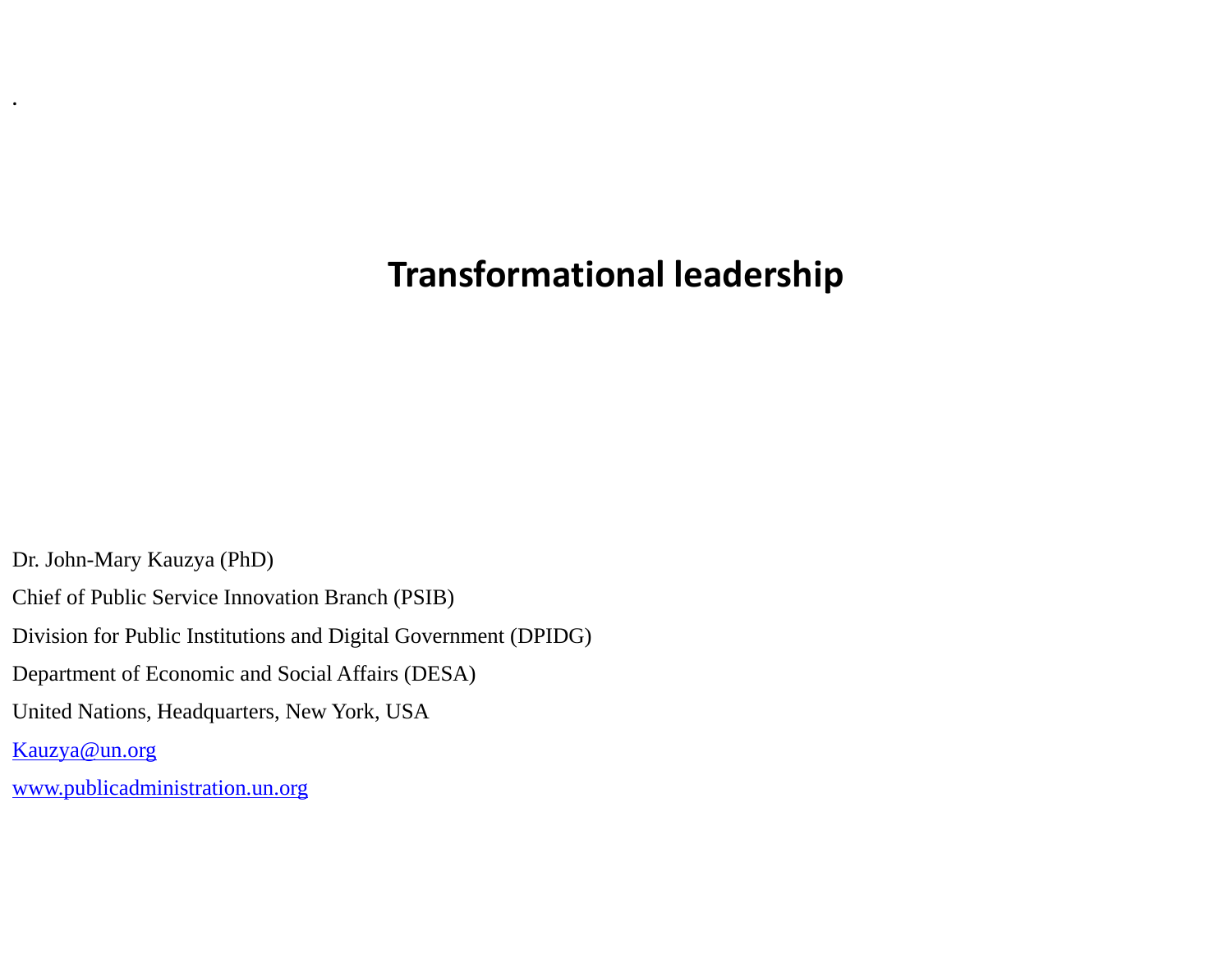.

# Transformational leadership

Dr. John-Mary Kauzya (PhD)

Chief of Public Service Innovation Branch (PSIB)

Division for Public Institutions and Digital Government (DPIDG)

Department of Economic and Social Affairs (DESA)

United Nations, Headquarters, New York, USA

[Kauzya@un.org](mailto:Kauzya@un.org)

[www.publicadministration.un.org](http://www.publicadministration.un.org)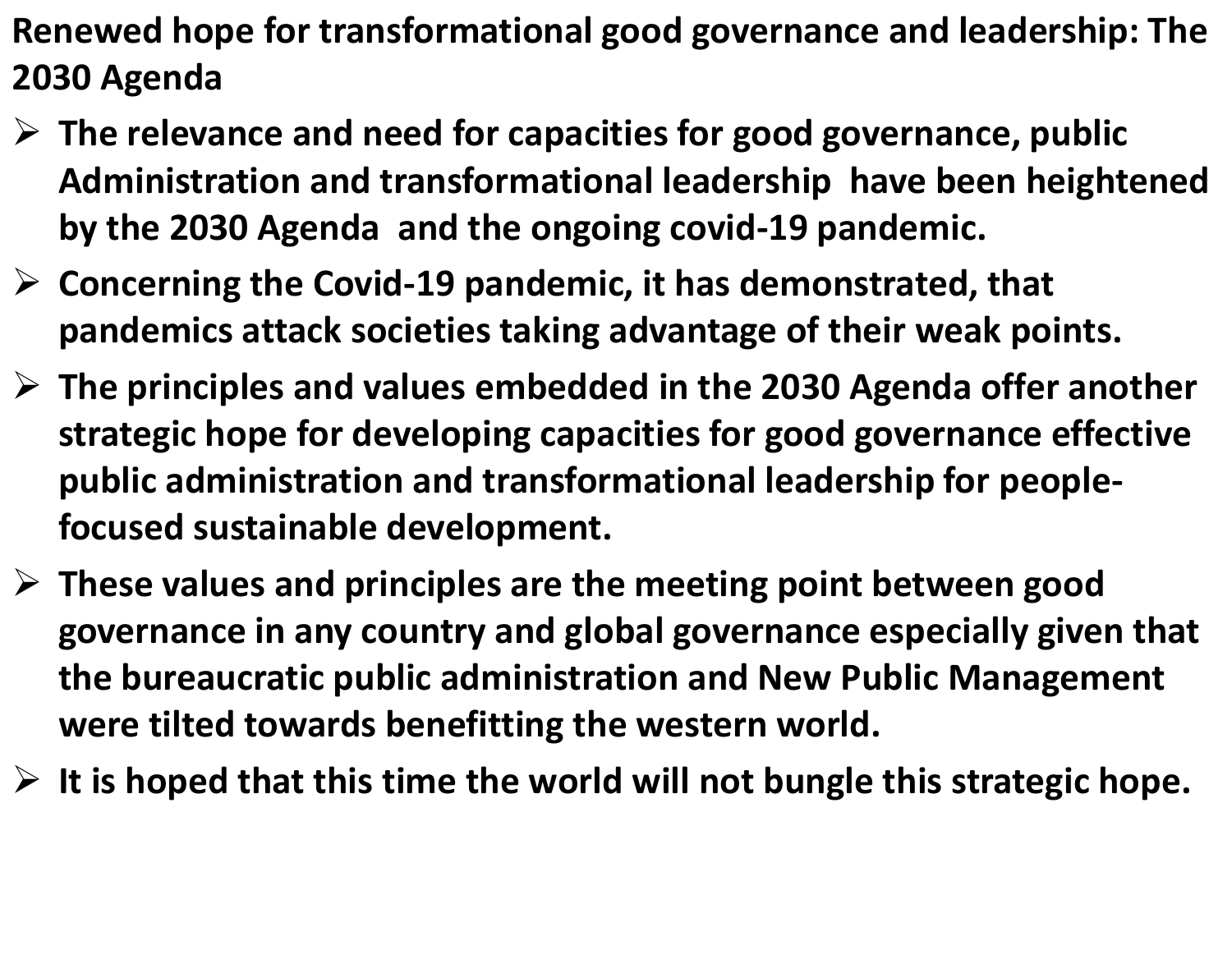## Renewed hope for transformational good governance and leadership: The 2030 Agenda

- **The relevance and need for capacities for good governance, public Administration and transformational leadership have been heightened by the 2030 Agenda and the ongoing covid-19 pandemic.**
- **Concerning the Covid-19 pandemic, it has demonstrated, that pandemics attack societies taking advantage of their weak points.**
- **The principles and values embedded in the 2030 Agenda offer another strategic hope for developing capacities for good governance effective public administration and transformational leadership for people-focused sustainable development.**
- **These values and principles are the meeting point between good governance in any country and global governance especially given that the bureaucratic public administration and New Public Management were tilted towards benefitting the western world.**
- **It is hoped that this time the world will not bungle this strategic hope.**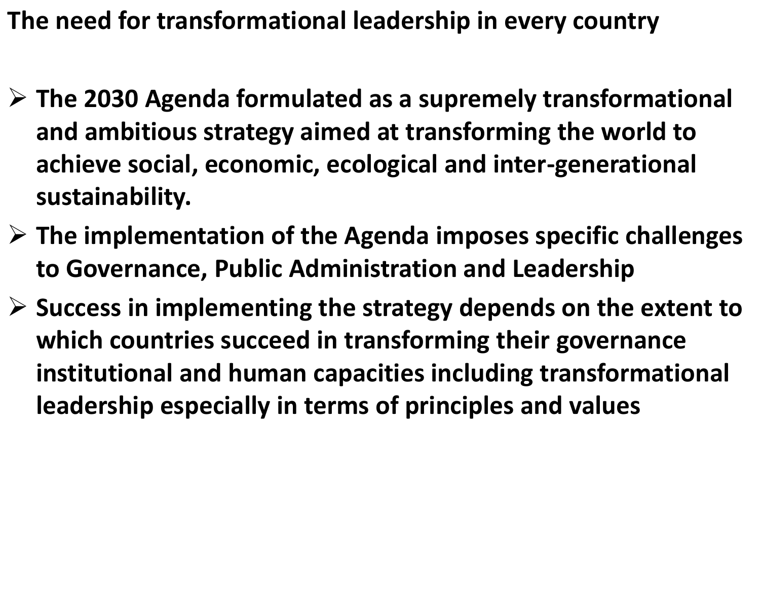**The need for transformational leadership in every country**

- **The 2030 Agenda formulated as a supremely transformational and ambitious strategy aimed at transforming the world to achieve social, economic, ecological and inter-generational sustainability.**
- **The implementation of the Agenda imposes specific challenges to Governance, Public Administration and Leadership**
- **Success in implementing the strategy depends on the extent to which countries succeed in transforming their governance institutional and human capacities including transformational leadership especially in terms of principles and values**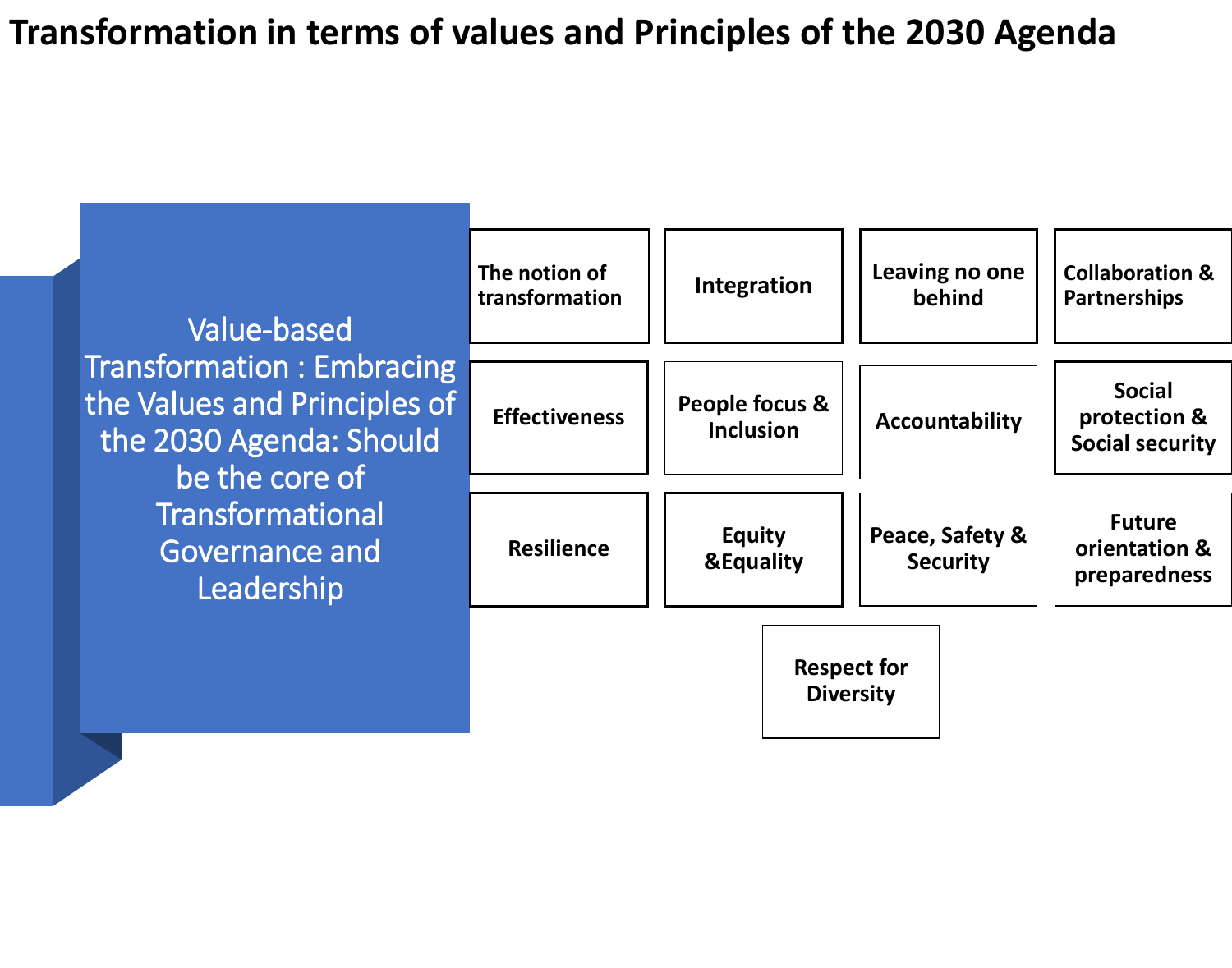# Transformation in terms of values and Principles of the 2030 Agenda

Value-based Transformation : Embracing the Values and Principles of the 2030 Agenda: Should be the core of Transformational Governance and Leadership

- The notion of transformation
- Integration
- Leaving no one behind
- Collaboration & Partnerships
- Effectiveness
- People focus & Inclusion
- Accountability
- Social protection & Social security
- Resilience
- Equity &Equality
- Peace, Safety & Security
- Future orientation & preparedness
- Respect for Diversity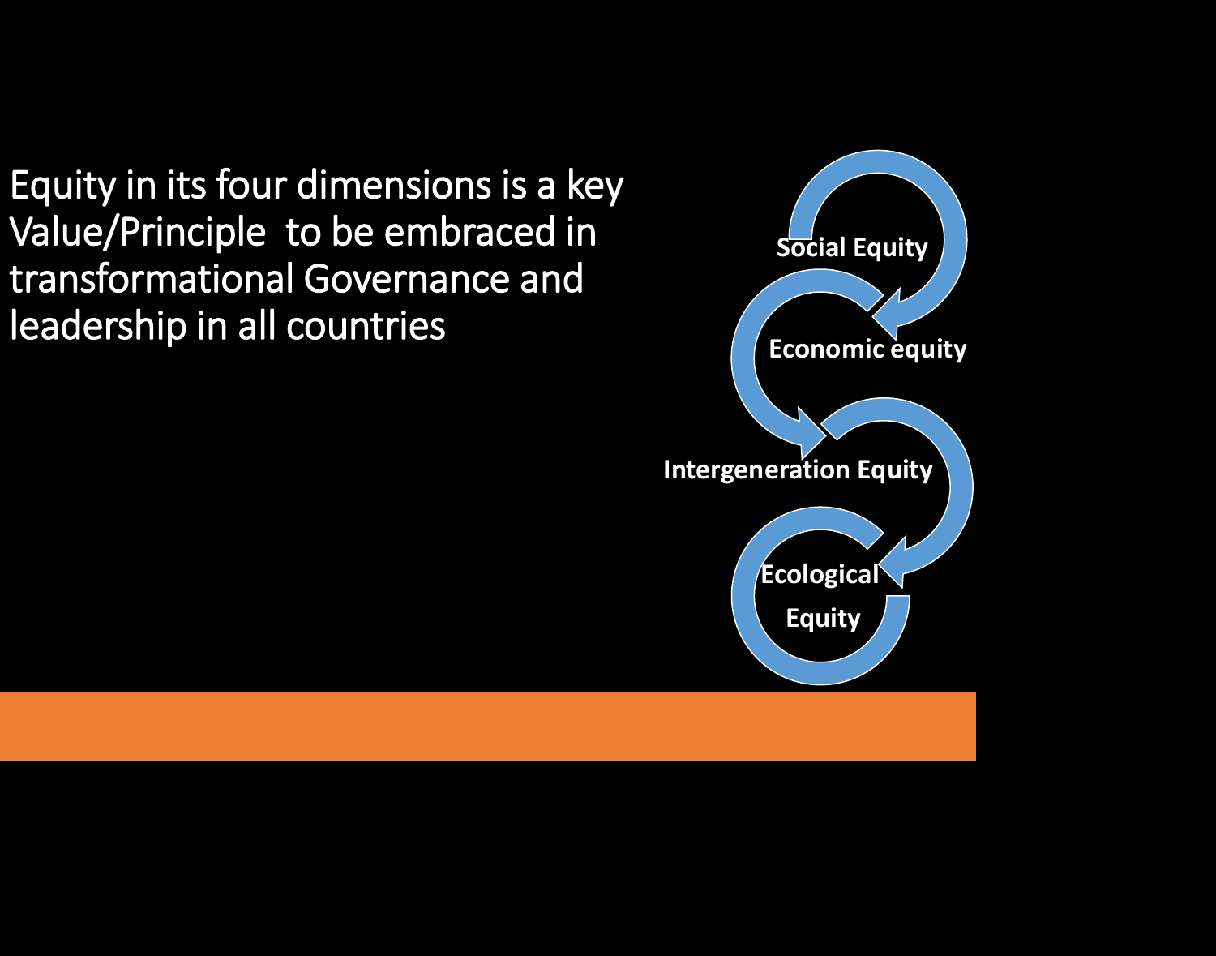Equity in its four dimensions is a key Value/Principle to be embraced in transformational Governance and leadership in all countries

- **Social Equity**
- **Economic equity**
- **Intergeneration Equity**
- **Ecological Equity**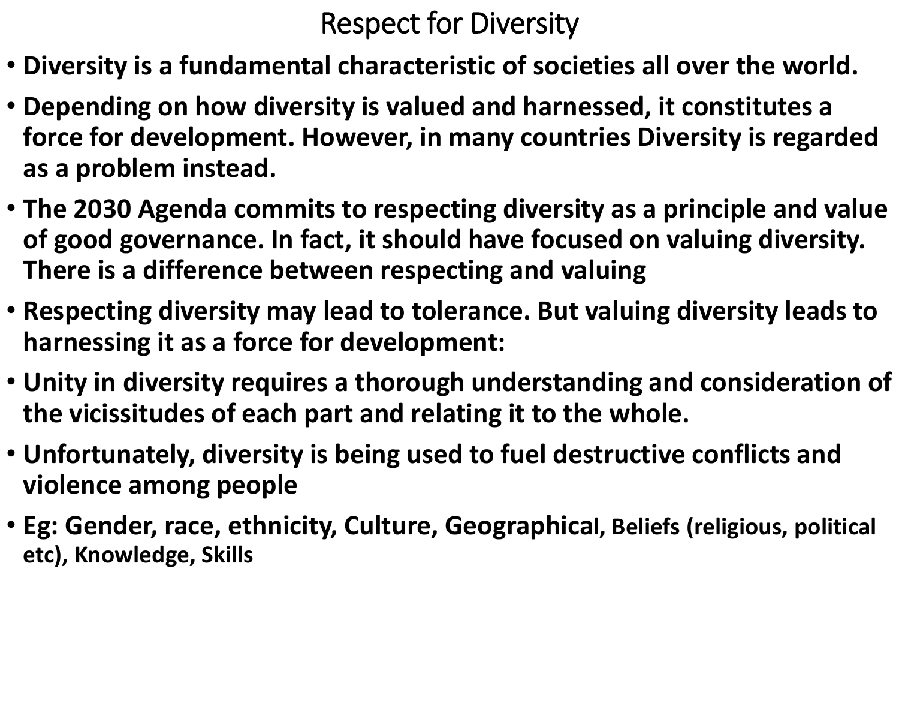# Respect for Diversity

- **Diversity is a fundamental characteristic of societies all over the world.**
- **Depending on how diversity is valued and harnessed, it constitutes a force for development. However, in many countries Diversity is regarded as a problem instead.**
- **The 2030 Agenda commits to respecting diversity as a principle and value of good governance. In fact, it should have focused on valuing diversity. There is a difference between respecting and valuing**
- **Respecting diversity may lead to tolerance. But valuing diversity leads to harnessing it as a force for development:**
- **Unity in diversity requires a thorough understanding and consideration of the vicissitudes of each part and relating it to the whole.**
- **Unfortunately, diversity is being used to fuel destructive conflicts and violence among people**
- **Eg: Gender, race, ethnicity, Culture, Geographical, Beliefs (religious, political etc), Knowledge, Skills**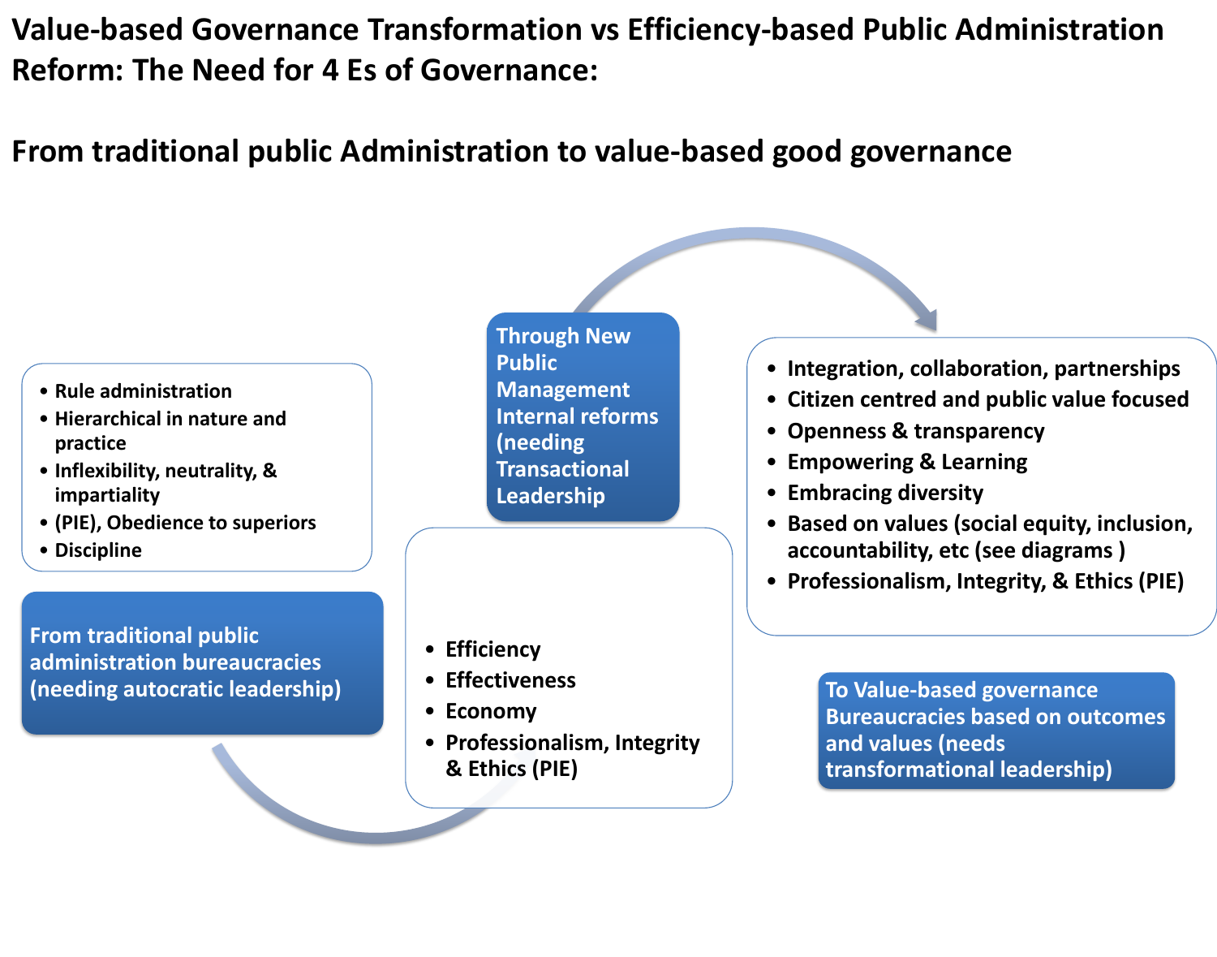# Value-based Governance Transformation vs Efficiency-based Public Administration Reform: The Need for 4 Es of Governance:

## From traditional public Administration to value-based good governance

- Rule administration
- Hierarchical in nature and practice
- Inflexibility, neutrality, & impartiality
- (PIE), Obedience to superiors
- Discipline

**From traditional public administration bureaucracies (needing autocratic leadership)**

**Through New Public Management Internal reforms (needing Transactional Leadership**

- Efficiency
- Effectiveness
- Economy
- Professionalism, Integrity & Ethics (PIE)

- Integration, collaboration, partnerships
- Citizen centred and public value focused
- Openness & transparency
- Empowering & Learning
- Embracing diversity
- Based on values (social equity, inclusion, accountability, etc (see diagrams )
- Professionalism, Integrity, & Ethics (PIE)

**To Value-based governance Bureaucracies based on outcomes and values (needs transformational leadership)**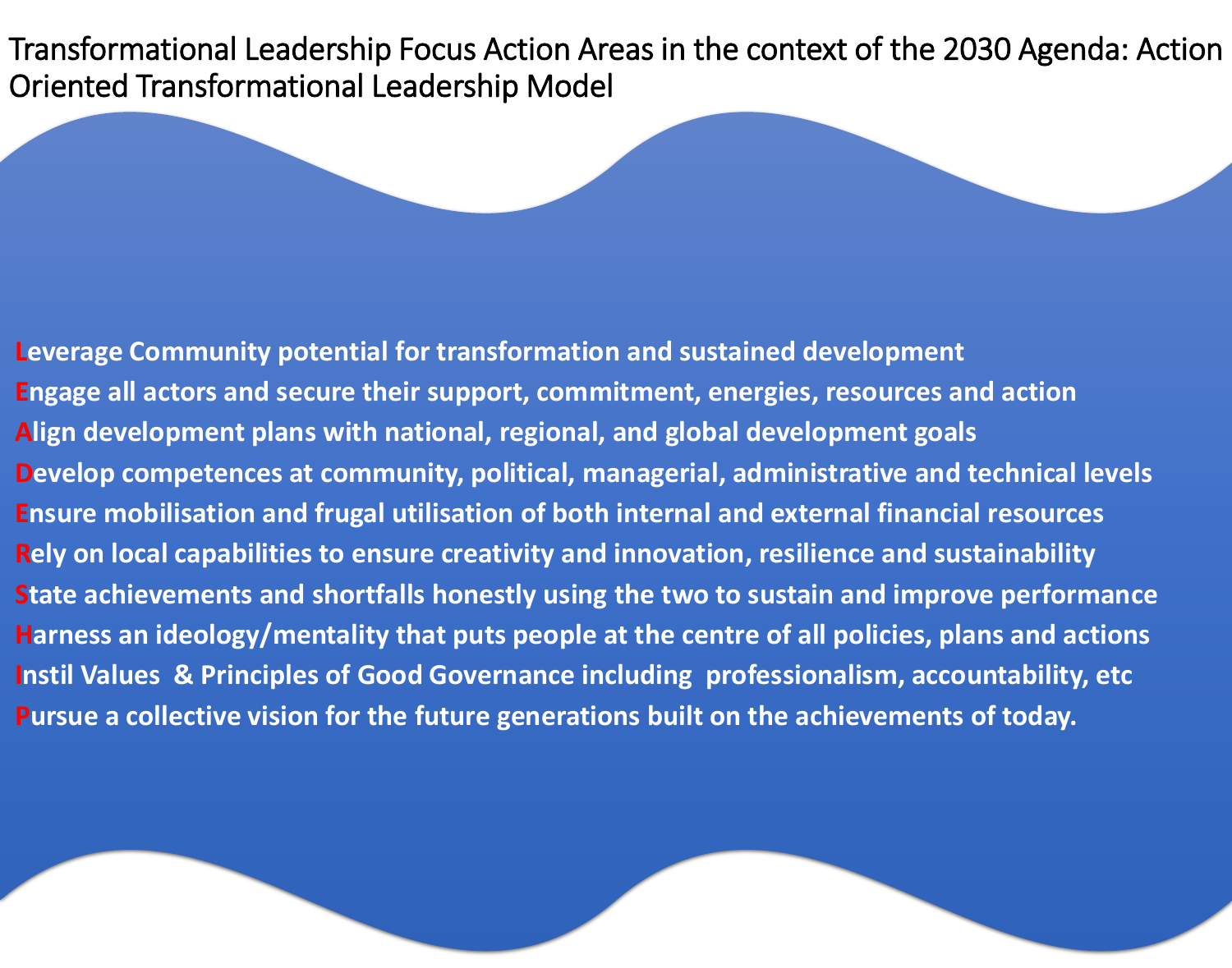# Transformational Leadership Focus Action Areas in the context of the 2030 Agenda: Action Oriented Transformational Leadership Model

**Leverage Community potential for transformation and sustained development**
**Engage all actors and secure their support, commitment, energies, resources and action**
**Align development plans with national, regional, and global development goals**
**Develop competences at community, political, managerial, administrative and technical levels**
**Ensure mobilisation and frugal utilisation of both internal and external financial resources**
**Rely on local capabilities to ensure creativity and innovation, resilience and sustainability**
**State achievements and shortfalls honestly using the two to sustain and improve performance**
**Harness an ideology/mentality that puts people at the centre of all policies, plans and actions**
**Instil Values & Principles of Good Governance including professionalism, accountability, etc**
**Pursue a collective vision for the future generations built on the achievements of today.**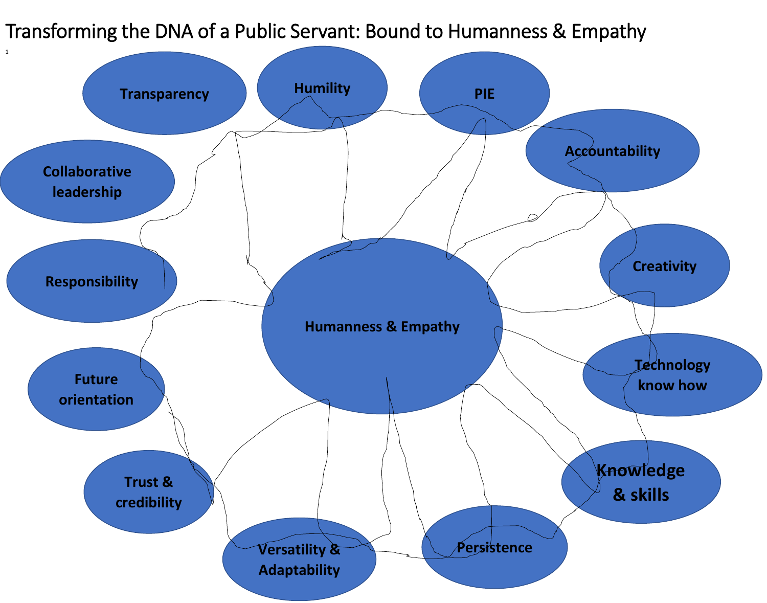# Transforming the DNA of a Public Servant: Bound to Humanness & Empathy

1

- Transparency
- Humility
- PIE
- Accountability
- Collaborative leadership
- Responsibility
- Creativity
- Humanness & Empathy
- Technology know how
- Future orientation
- Knowledge & skills
- Trust & credibility
- Versatility & Adaptability
- Persistence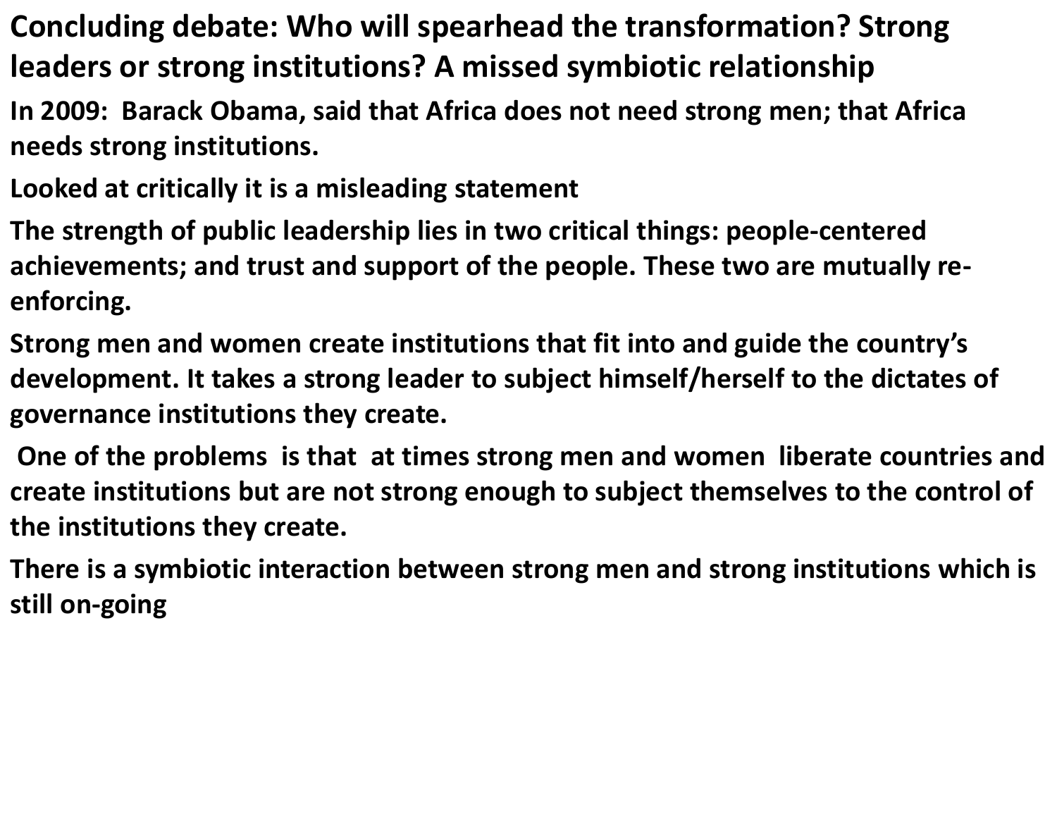# Concluding debate: Who will spearhead the transformation? Strong leaders or strong institutions? A missed symbiotic relationship

**In 2009: Barack Obama, said that Africa does not need strong men; that Africa needs strong institutions.**

**Looked at critically it is a misleading statement**

**The strength of public leadership lies in two critical things: people-centered achievements; and trust and support of the people. These two are mutually re-enforcing.**

**Strong men and women create institutions that fit into and guide the country's development. It takes a strong leader to subject himself/herself to the dictates of governance institutions they create.**

**One of the problems is that at times strong men and women liberate countries and create institutions but are not strong enough to subject themselves to the control of the institutions they create.**

**There is a symbiotic interaction between strong men and strong institutions which is still on-going**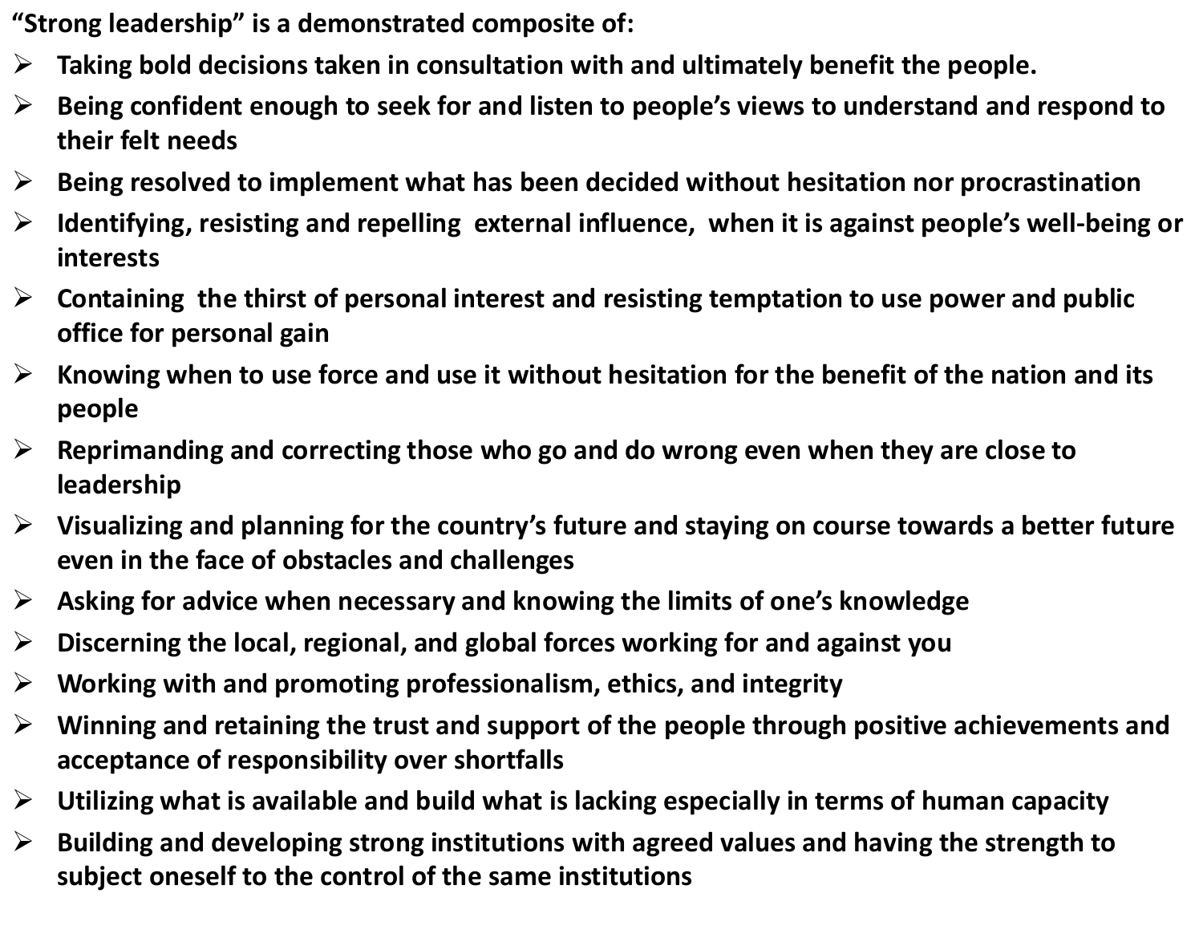**“Strong leadership” is a demonstrated composite of:**

- **Taking bold decisions taken in consultation with and ultimately benefit the people.**
- **Being confident enough to seek for and listen to people’s views to understand and respond to their felt needs**
- **Being resolved to implement what has been decided without hesitation nor procrastination**
- **Identifying, resisting and repelling external influence, when it is against people’s well-being or interests**
- **Containing the thirst of personal interest and resisting temptation to use power and public office for personal gain**
- **Knowing when to use force and use it without hesitation for the benefit of the nation and its people**
- **Reprimanding and correcting those who go and do wrong even when they are close to leadership**
- **Visualizing and planning for the country’s future and staying on course towards a better future even in the face of obstacles and challenges**
- **Asking for advice when necessary and knowing the limits of one’s knowledge**
- **Discerning the local, regional, and global forces working for and against you**
- **Working with and promoting professionalism, ethics, and integrity**
- **Winning and retaining the trust and support of the people through positive achievements and acceptance of responsibility over shortfalls**
- **Utilizing what is available and build what is lacking especially in terms of human capacity**
- **Building and developing strong institutions with agreed values and having the strength to subject oneself to the control of the same institutions**